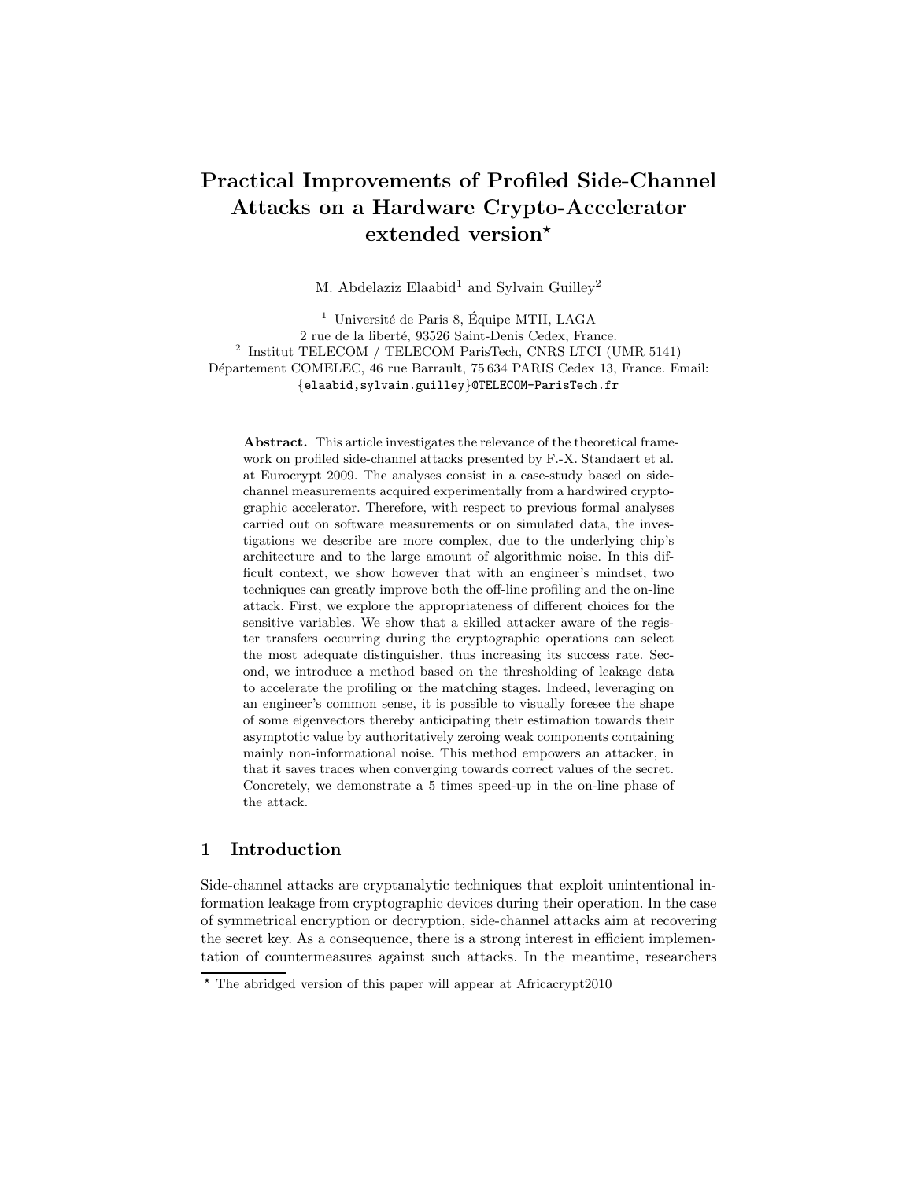# Practical Improvements of Profiled Side-Channel Attacks on a Hardware Crypto-Accelerator –extended version⋆–

M. Abdelaziz Elaabid[1] and Sylvain Guilley[2]

[1] Université de Paris 8, Équipe MTII, LAGA
2 rue de la liberté, 93526 Saint-Denis Cedex, France.
[2] Institut TELECOM / TELECOM ParisTech, CNRS LTCI (UMR 5141)
Département COMELEC, 46 rue Barrault, 75 634 PARIS Cedex 13, France. Email:
{elaabid,sylvain.guilley}@TELECOM-ParisTech.fr

**Abstract.** This article investigates the relevance of the theoretical framework on profiled side-channel attacks presented by F.-X. Standaert et al. at Eurocrypt 2009. The analyses consist in a case-study based on side-channel measurements acquired experimentally from a hardwired cryptographic accelerator. Therefore, with respect to previous formal analyses carried out on software measurements or on simulated data, the investigations we describe are more complex, due to the underlying chip's architecture and to the large amount of algorithmic noise. In this difficult context, we show however that with an engineer's mindset, two techniques can greatly improve both the off-line profiling and the on-line attack. First, we explore the appropriateness of different choices for the sensitive variables. We show that a skilled attacker aware of the register transfers occurring during the cryptographic operations can select the most adequate distinguisher, thus increasing its success rate. Second, we introduce a method based on the thresholding of leakage data to accelerate the profiling or the matching stages. Indeed, leveraging on an engineer's common sense, it is possible to visually foresee the shape of some eigenvectors thereby anticipating their estimation towards their asymptotic value by authoritatively zeroing weak components containing mainly non-informational noise. This method empowers an attacker, in that it saves traces when converging towards correct values of the secret. Concretely, we demonstrate a 5 times speed-up in the on-line phase of the attack.

## 1 Introduction

Side-channel attacks are cryptanalytic techniques that exploit unintentional information leakage from cryptographic devices during their operation. In the case of symmetrical encryption or decryption, side-channel attacks aim at recovering the secret key. As a consequence, there is a strong interest in efficient implementation of countermeasures against such attacks. In the meantime, researchers

⋆ The abridged version of this paper will appear at Africacrypt2010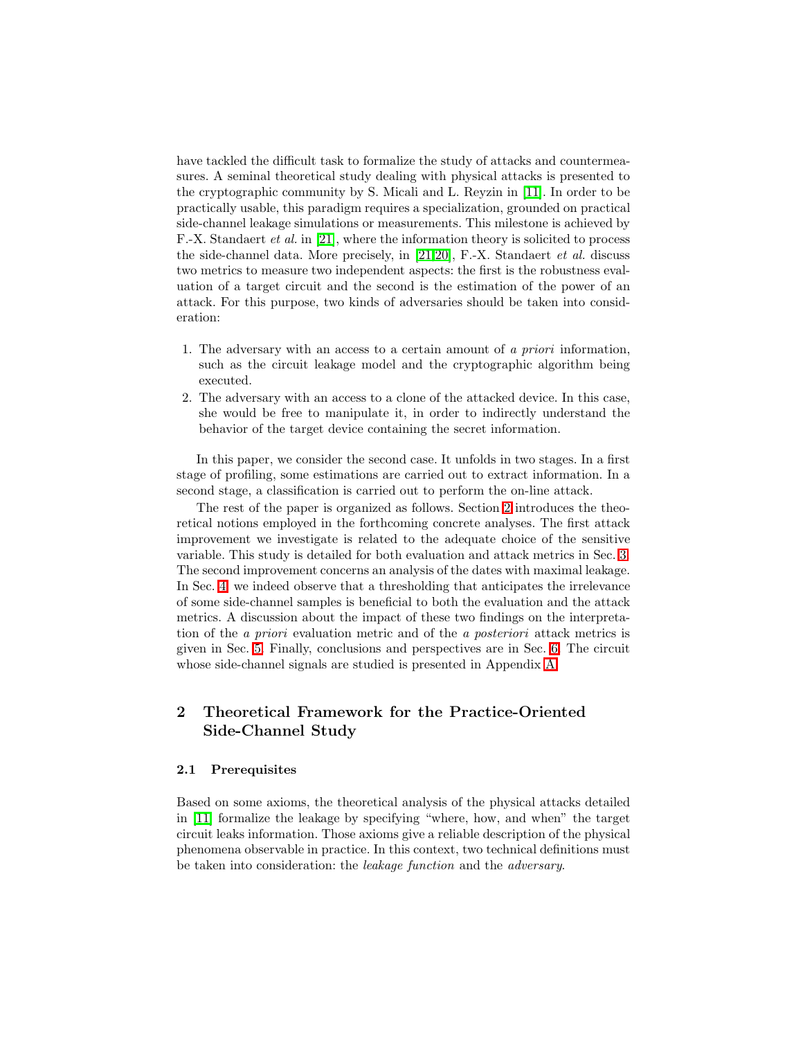have tackled the difficult task to formalize the study of attacks and countermeasures. A seminal theoretical study dealing with physical attacks is presented to the cryptographic community by S. Micali and L. Reyzin in [11]. In order to be practically usable, this paradigm requires a specialization, grounded on practical side-channel leakage simulations or measurements. This milestone is achieved by F.-X. Standaert *et al.* in [21], where the information theory is solicited to process the side-channel data. More precisely, in [21,20], F.-X. Standaert *et al.* discuss two metrics to measure two independent aspects: the first is the robustness evaluation of a target circuit and the second is the estimation of the power of an attack. For this purpose, two kinds of adversaries should be taken into consideration:

1. The adversary with an access to a certain amount of *a priori* information, such as the circuit leakage model and the cryptographic algorithm being executed.
2. The adversary with an access to a clone of the attacked device. In this case, she would be free to manipulate it, in order to indirectly understand the behavior of the target device containing the secret information.

In this paper, we consider the second case. It unfolds in two stages. In a first stage of profiling, some estimations are carried out to extract information. In a second stage, a classification is carried out to perform the on-line attack.

The rest of the paper is organized as follows. Section 2 introduces the theoretical notions employed in the forthcoming concrete analyses. The first attack improvement we investigate is related to the adequate choice of the sensitive variable. This study is detailed for both evaluation and attack metrics in Sec. 3. The second improvement concerns an analysis of the dates with maximal leakage. In Sec. 4 we indeed observe that a thresholding that anticipates the irrelevance of some side-channel samples is beneficial to both the evaluation and the attack metrics. A discussion about the impact of these two findings on the interpretation of the *a priori* evaluation metric and of the *a posteriori* attack metrics is given in Sec. 5. Finally, conclusions and perspectives are in Sec. 6. The circuit whose side-channel signals are studied is presented in Appendix A.

## 2 Theoretical Framework for the Practice-Oriented Side-Channel Study

### 2.1 Prerequisites

Based on some axioms, the theoretical analysis of the physical attacks detailed in [11] formalize the leakage by specifying "where, how, and when" the target circuit leaks information. Those axioms give a reliable description of the physical phenomena observable in practice. In this context, two technical definitions must be taken into consideration: the *leakage function* and the *adversary*.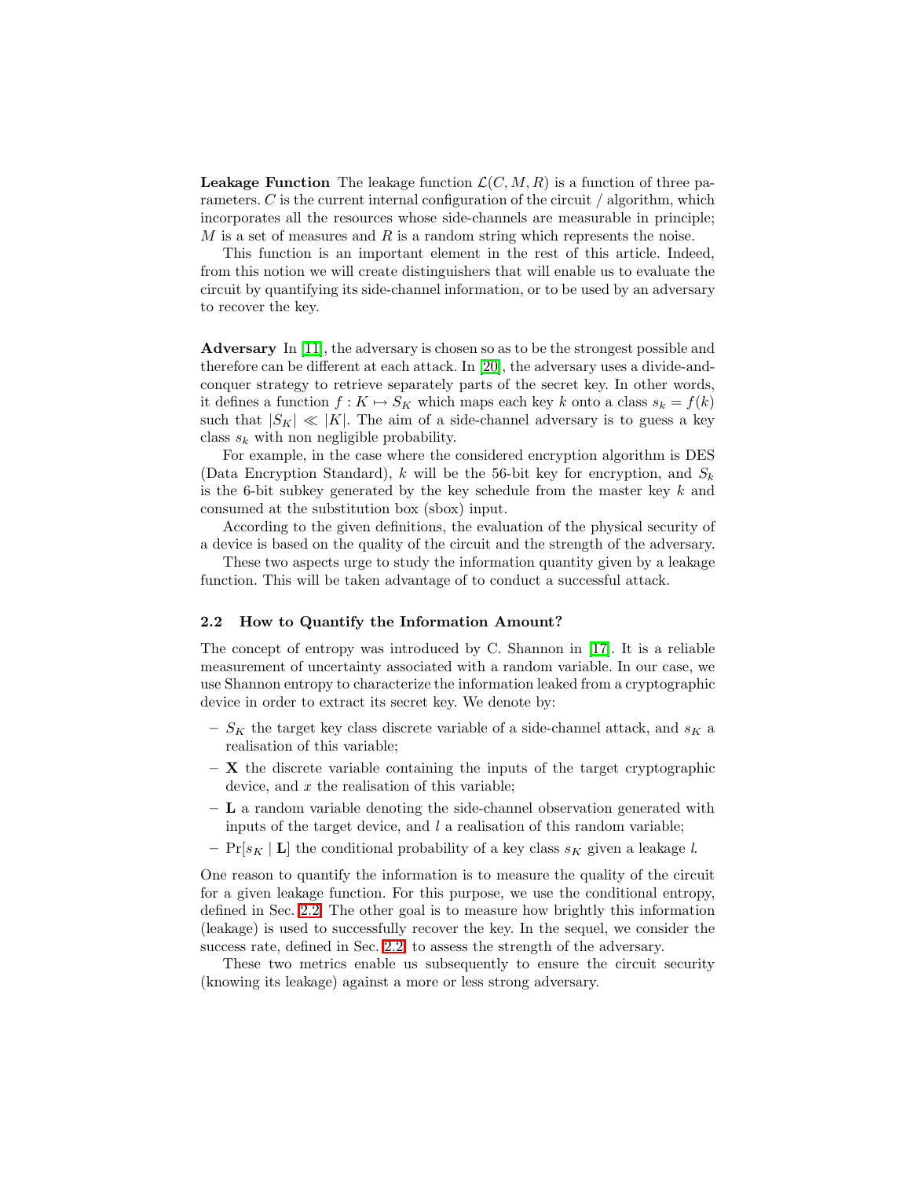**Leakage Function** The leakage function $\mathcal{L}(C, M, R)$ is a function of three parameters. $C$ is the current internal configuration of the circuit / algorithm, which incorporates all the resources whose side-channels are measurable in principle; $M$ is a set of measures and $R$ is a random string which represents the noise.

This function is an important element in the rest of this article. Indeed, from this notion we will create distinguishers that will enable us to evaluate the circuit by quantifying its side-channel information, or to be used by an adversary to recover the key.

**Adversary** In [11], the adversary is chosen so as to be the strongest possible and therefore can be different at each attack. In [20], the adversary uses a divide-and-conquer strategy to retrieve separately parts of the secret key. In other words, it defines a function $f : K \mapsto S_K$ which maps each key $k$ onto a class $s_k = f(k)$ such that $|S_K| \ll |K|$. The aim of a side-channel adversary is to guess a key class $s_k$ with non negligible probability.

For example, in the case where the considered encryption algorithm is DES (Data Encryption Standard), $k$ will be the 56-bit key for encryption, and $S_k$ is the 6-bit subkey generated by the key schedule from the master key $k$ and consumed at the substitution box (sbox) input.

According to the given definitions, the evaluation of the physical security of a device is based on the quality of the circuit and the strength of the adversary.

These two aspects urge to study the information quantity given by a leakage function. This will be taken advantage of to conduct a successful attack.

### 2.2 How to Quantify the Information Amount?

The concept of entropy was introduced by C. Shannon in [17]. It is a reliable measurement of uncertainty associated with a random variable. In our case, we use Shannon entropy to characterize the information leaked from a cryptographic device in order to extract its secret key. We denote by:

- $S_K$ the target key class discrete variable of a side-channel attack, and $s_K$ a realisation of this variable;
- $\mathbf{X}$ the discrete variable containing the inputs of the target cryptographic device, and $x$ the realisation of this variable;
- $\mathbf{L}$ a random variable denoting the side-channel observation generated with inputs of the target device, and $l$ a realisation of this random variable;
- $\Pr[s_K \mid \mathbf{L}]$ the conditional probability of a key class $s_K$ given a leakage $l$.

One reason to quantify the information is to measure the quality of the circuit for a given leakage function. For this purpose, we use the conditional entropy, defined in Sec. 2.2. The other goal is to measure how brightly this information (leakage) is used to successfully recover the key. In the sequel, we consider the success rate, defined in Sec. 2.2, to assess the strength of the adversary.

These two metrics enable us subsequently to ensure the circuit security (knowing its leakage) against a more or less strong adversary.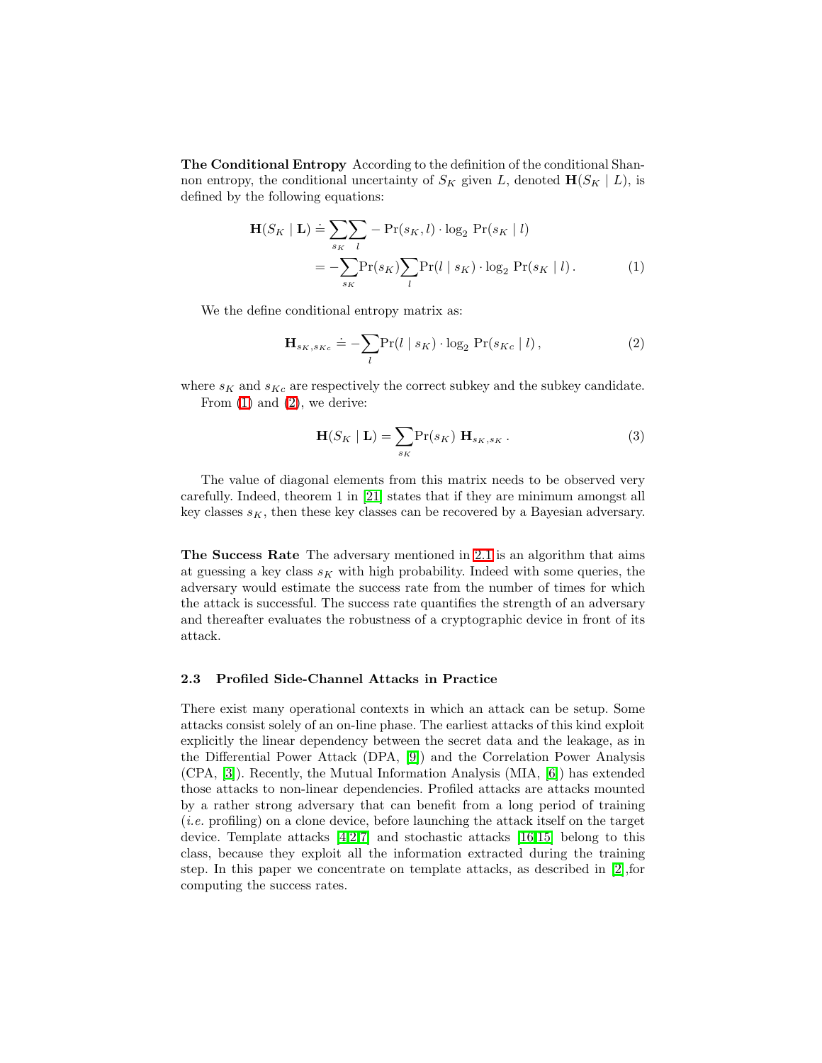**The Conditional Entropy** According to the definition of the conditional Shannon entropy, the conditional uncertainty of $S_K$ given $L$, denoted $\mathbf{H}(S_K \mid L)$, is defined by the following equations:

$$
\begin{aligned}
\mathbf{H}(S_K \mid \mathbf{L}) &\doteq \sum_{s_K}\sum_{l} - \Pr(s_K, l) \cdot \log_2 \Pr(s_K \mid l) \\
&= -\sum_{s_K}\Pr(s_K)\sum_{l}\Pr(l \mid s_K) \cdot \log_2 \Pr(s_K \mid l) \,.
\end{aligned} \tag{1}
$$

We the define conditional entropy matrix as:

$$
\mathbf{H}_{s_K, s_{Kc}} \doteq -\sum_{l}\Pr(l \mid s_K) \cdot \log_2 \Pr(s_{Kc} \mid l) \,, \tag{2}
$$

where $s_K$ and $s_{Kc}$ are respectively the correct subkey and the subkey candidate.

From (1) and (2), we derive:

$$
\mathbf{H}(S_K \mid \mathbf{L}) = \sum_{s_K}\Pr(s_K)\ \mathbf{H}_{s_K, s_K} \,. \tag{3}
$$

The value of diagonal elements from this matrix needs to be observed very carefully. Indeed, theorem 1 in [21] states that if they are minimum amongst all key classes $s_K$, then these key classes can be recovered by a Bayesian adversary.

**The Success Rate** The adversary mentioned in 2.1 is an algorithm that aims at guessing a key class $s_K$ with high probability. Indeed with some queries, the adversary would estimate the success rate from the number of times for which the attack is successful. The success rate quantifies the strength of an adversary and thereafter evaluates the robustness of a cryptographic device in front of its attack.

### 2.3 Profiled Side-Channel Attacks in Practice

There exist many operational contexts in which an attack can be setup. Some attacks consist solely of an on-line phase. The earliest attacks of this kind exploit explicitly the linear dependency between the secret data and the leakage, as in the Differential Power Attack (DPA, [9]) and the Correlation Power Analysis (CPA, [3]). Recently, the Mutual Information Analysis (MIA, [6]) has extended those attacks to non-linear dependencies. Profiled attacks are attacks mounted by a rather strong adversary that can benefit from a long period of training (*i.e.* profiling) on a clone device, before launching the attack itself on the target device. Template attacks [4,2,7] and stochastic attacks [16,15] belong to this class, because they exploit all the information extracted during the training step. In this paper we concentrate on template attacks, as described in [2],for computing the success rates.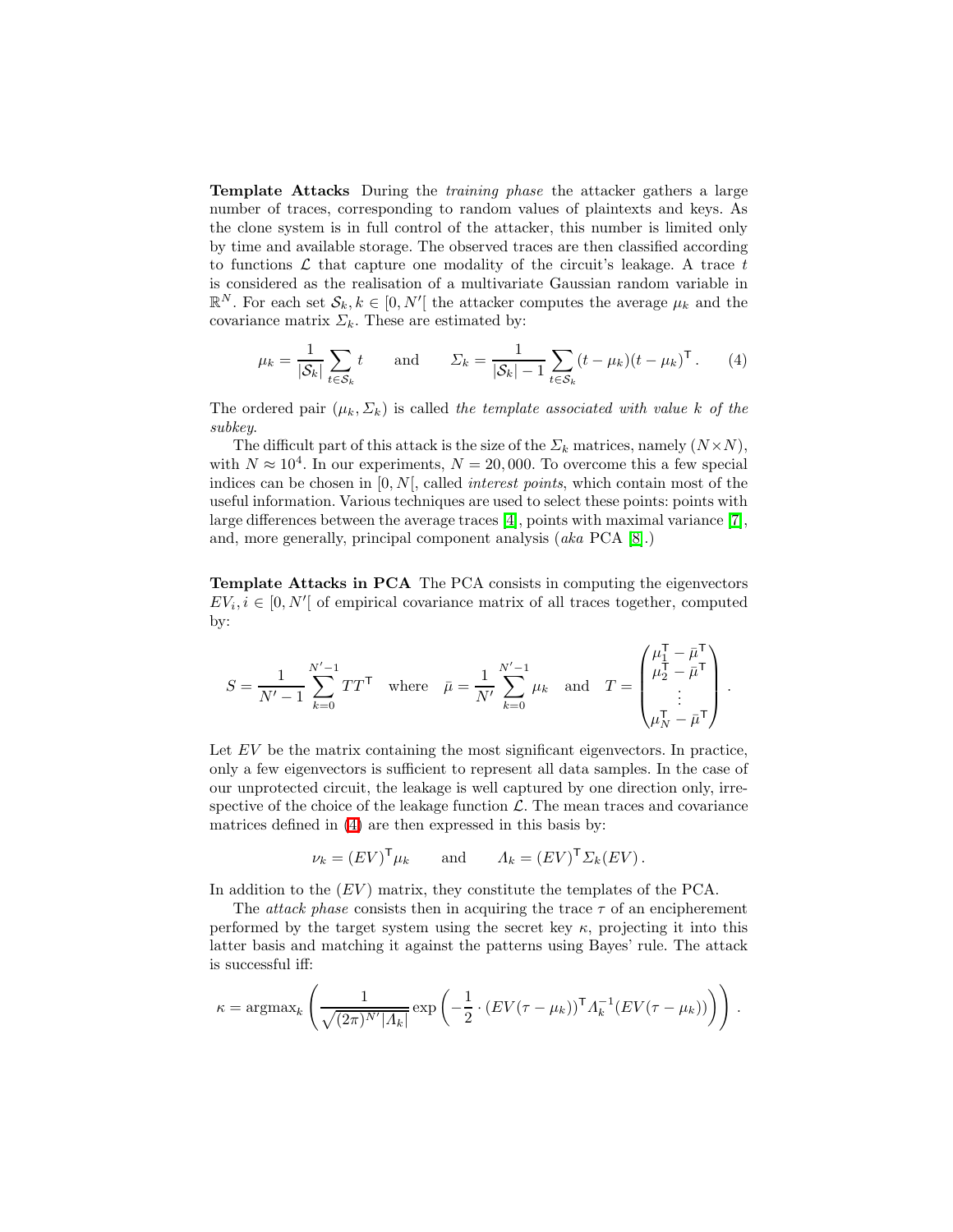**Template Attacks** During the *training phase* the attacker gathers a large number of traces, corresponding to random values of plaintexts and keys. As the clone system is in full control of the attacker, this number is limited only by time and available storage. The observed traces are then classified according to functions $\mathcal{L}$ that capture one modality of the circuit's leakage. A trace $t$ is considered as the realisation of a multivariate Gaussian random variable in $\mathbb{R}^N$. For each set $\mathcal{S}_k, k \in [0, N'[$ the attacker computes the average $\mu_k$ and the covariance matrix $\Sigma_k$. These are estimated by:

$$\mu_k = \frac{1}{|\mathcal{S}_k|} \sum_{t \in \mathcal{S}_k} t \qquad \text{and} \qquad \Sigma_k = \frac{1}{|\mathcal{S}_k| - 1} \sum_{t \in \mathcal{S}_k} (t - \mu_k)(t - \mu_k)^\mathsf{T} . \tag{4}$$

The ordered pair $(\mu_k, \Sigma_k)$ is called *the template associated with value k of the subkey*.

The difficult part of this attack is the size of the $\Sigma_k$ matrices, namely $(N \times N)$, with $N \approx 10^4$. In our experiments, $N = 20,000$. To overcome this a few special indices can be chosen in $[0, N[$, called *interest points*, which contain most of the useful information. Various techniques are used to select these points: points with large differences between the average traces [4], points with maximal variance [7], and, more generally, principal component analysis (*aka* PCA [8].)

**Template Attacks in PCA** The PCA consists in computing the eigenvectors $EV_i, i \in [0, N'[$ of empirical covariance matrix of all traces together, computed by:

$$S = \frac{1}{N' - 1} \sum_{k=0}^{N'-1} TT^\mathsf{T} \quad \text{where} \quad \bar{\mu} = \frac{1}{N'} \sum_{k=0}^{N'-1} \mu_k \quad \text{and} \quad T = \begin{pmatrix} \mu_1^\mathsf{T} - \bar{\mu}^\mathsf{T} \\ \mu_2^\mathsf{T} - \bar{\mu}^\mathsf{T} \\ \vdots \\ \mu_N^\mathsf{T} - \bar{\mu}^\mathsf{T} \end{pmatrix} .$$

Let $EV$ be the matrix containing the most significant eigenvectors. In practice, only a few eigenvectors is sufficient to represent all data samples. In the case of our unprotected circuit, the leakage is well captured by one direction only, irrespective of the choice of the leakage function $\mathcal{L}$. The mean traces and covariance matrices defined in (4) are then expressed in this basis by:

$$\nu_k = (EV)^\mathsf{T} \mu_k \qquad \text{and} \qquad \Lambda_k = (EV)^\mathsf{T} \Sigma_k (EV) .$$

In addition to the $(EV)$ matrix, they constitute the templates of the PCA.

The *attack phase* consists then in acquiring the trace $\tau$ of an encipherement performed by the target system using the secret key $\kappa$, projecting it into this latter basis and matching it against the patterns using Bayes' rule. The attack is successful iff:

$$\kappa = \text{argmax}_k \left( \frac{1}{\sqrt{(2\pi)^{N'} |\Lambda_k|}} \exp\left( -\frac{1}{2} \cdot (EV(\tau - \mu_k))^\mathsf{T} \Lambda_k^{-1} (EV(\tau - \mu_k)) \right) \right) .$$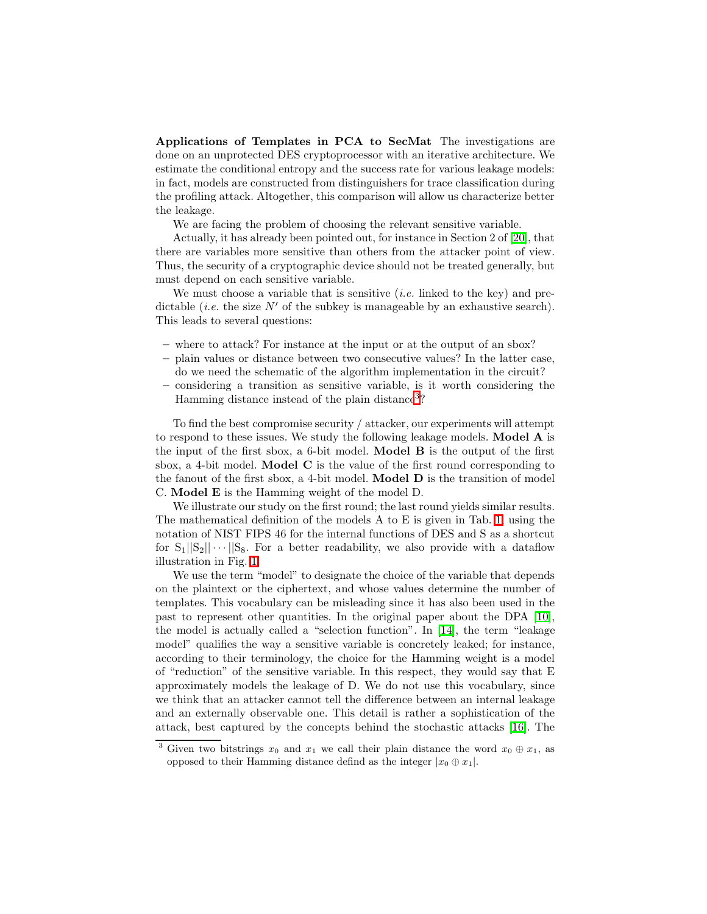**Applications of Templates in PCA to SecMat** The investigations are done on an unprotected DES cryptoprocessor with an iterative architecture. We estimate the conditional entropy and the success rate for various leakage models: in fact, models are constructed from distinguishers for trace classification during the profiling attack. Altogether, this comparison will allow us characterize better the leakage.

We are facing the problem of choosing the relevant sensitive variable.

Actually, it has already been pointed out, for instance in Section 2 of [20], that there are variables more sensitive than others from the attacker point of view. Thus, the security of a cryptographic device should not be treated generally, but must depend on each sensitive variable.

We must choose a variable that is sensitive (*i.e.* linked to the key) and predictable (*i.e.* the size $N'$ of the subkey is manageable by an exhaustive search). This leads to several questions:

- where to attack? For instance at the input or at the output of an sbox?
- plain values or distance between two consecutive values? In the latter case, do we need the schematic of the algorithm implementation in the circuit?
- considering a transition as sensitive variable, is it worth considering the Hamming distance instead of the plain distance[3]?

To find the best compromise security / attacker, our experiments will attempt to respond to these issues. We study the following leakage models. **Model A** is the input of the first sbox, a 6-bit model. **Model B** is the output of the first sbox, a 4-bit model. **Model C** is the value of the first round corresponding to the fanout of the first sbox, a 4-bit model. **Model D** is the transition of model C. **Model E** is the Hamming weight of the model D.

We illustrate our study on the first round; the last round yields similar results. The mathematical definition of the models A to E is given in Tab. 1 using the notation of NIST FIPS 46 for the internal functions of DES and S as a shortcut for $\mathrm{S}_1||\mathrm{S}_2||\cdots||\mathrm{S}_8$. For a better readability, we also provide with a dataflow illustration in Fig. 1.

We use the term "model" to designate the choice of the variable that depends on the plaintext or the ciphertext, and whose values determine the number of templates. This vocabulary can be misleading since it has also been used in the past to represent other quantities. In the original paper about the DPA [10], the model is actually called a "selection function". In [14], the term "leakage model" qualifies the way a sensitive variable is concretely leaked; for instance, according to their terminology, the choice for the Hamming weight is a model of "reduction" of the sensitive variable. In this respect, they would say that E approximately models the leakage of D. We do not use this vocabulary, since we think that an attacker cannot tell the difference between an internal leakage and an externally observable one. This detail is rather a sophistication of the attack, best captured by the concepts behind the stochastic attacks [16]. The

---

[3] Given two bitstrings $x_0$ and $x_1$ we call their plain distance the word $x_0 \oplus x_1$, as opposed to their Hamming distance defind as the integer $|x_0 \oplus x_1|$.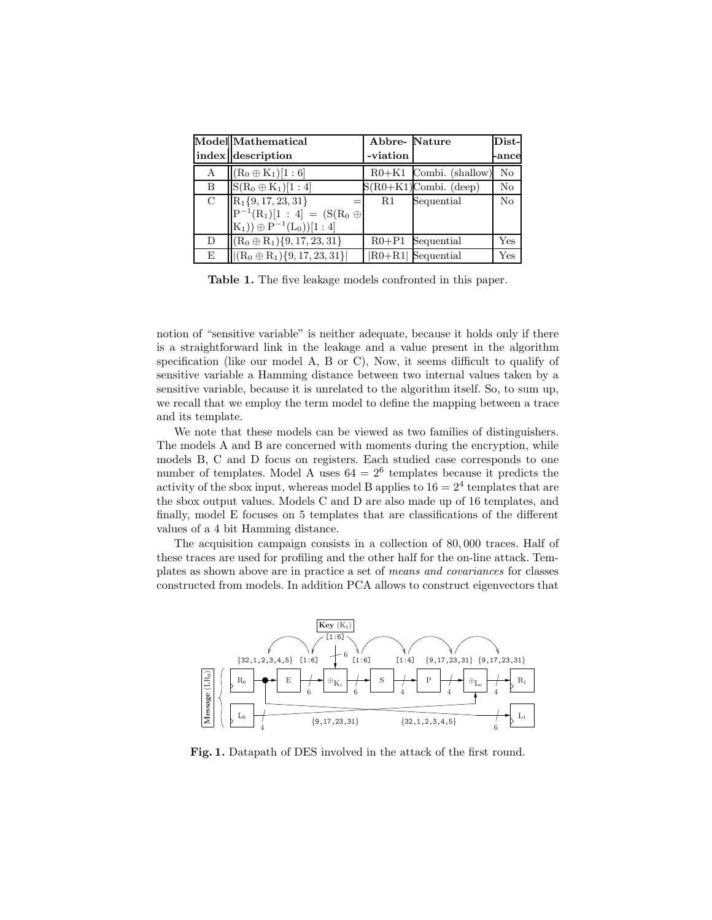| Model index | Mathematical description | Abbre- -viation | Nature | Dist- -ance |
|---|---|---|---|---|
| A | $(R_0 \oplus K_1)[1:6]$ | R0+K1 | Combi. (shallow) | No |
| B | $S(R_0 \oplus K_1)[1:4]$ | S(R0+K1) | Combi. (deep) | No |
| C | $R_1\{9,17,23,31\} = P^{-1}(R_1)[1:4] = (S(R_0 \oplus K_1)) \oplus P^{-1}(L_0))[1:4]$ | R1 | Sequential | No |
| D | $(R_0 \oplus R_1)\{9,17,23,31\}$ | R0+P1 | Sequential | Yes |
| E | $\lvert(R_0 \oplus R_1)\{9,17,23,31\}\rvert$ | \|R0+R1\| | Sequential | Yes |

**Table 1.** The five leakage models confronted in this paper.

notion of "sensitive variable" is neither adequate, because it holds only if there is a straightforward link in the leakage and a value present in the algorithm specification (like our model A, B or C), Now, it seems difficult to qualify of sensitive variable a Hamming distance between two internal values taken by a sensitive variable, because it is unrelated to the algorithm itself. So, to sum up, we recall that we employ the term model to define the mapping between a trace and its template.

We note that these models can be viewed as two families of distinguishers. The models A and B are concerned with moments during the encryption, while models B, C and D focus on registers. Each studied case corresponds to one number of templates. Model A uses $64 = 2^6$ templates because it predicts the activity of the sbox input, whereas model B applies to $16 = 2^4$ templates that are the sbox output values. Models C and D are also made up of 16 templates, and finally, model E focuses on 5 templates that are classifications of the different values of a 4 bit Hamming distance.

The acquisition campaign consists in a collection of 80,000 traces. Half of these traces are used for profiling and the other half for the on-line attack. Templates as shown above are in practice a set of *means and covariances* for classes constructed from models. In addition PCA allows to construct eigenvectors that

**Fig. 1.** Datapath of DES involved in the attack of the first round.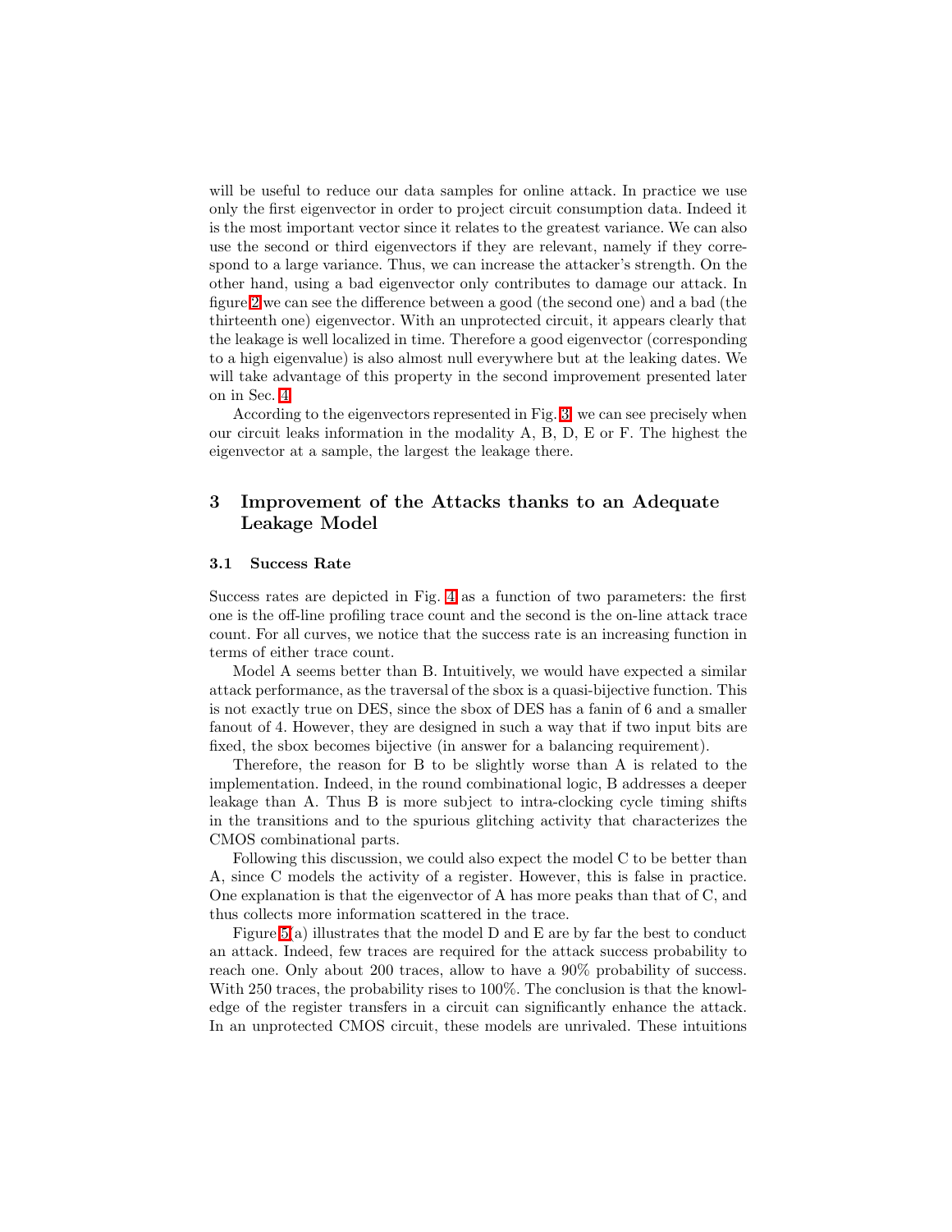will be useful to reduce our data samples for online attack. In practice we use only the first eigenvector in order to project circuit consumption data. Indeed it is the most important vector since it relates to the greatest variance. We can also use the second or third eigenvectors if they are relevant, namely if they correspond to a large variance. Thus, we can increase the attacker's strength. On the other hand, using a bad eigenvector only contributes to damage our attack. In figure 2 we can see the difference between a good (the second one) and a bad (the thirteenth one) eigenvector. With an unprotected circuit, it appears clearly that the leakage is well localized in time. Therefore a good eigenvector (corresponding to a high eigenvalue) is also almost null everywhere but at the leaking dates. We will take advantage of this property in the second improvement presented later on in Sec. 4.

According to the eigenvectors represented in Fig. 3, we can see precisely when our circuit leaks information in the modality A, B, D, E or F. The highest the eigenvector at a sample, the largest the leakage there.

## 3 Improvement of the Attacks thanks to an Adequate Leakage Model

### 3.1 Success Rate

Success rates are depicted in Fig. 4 as a function of two parameters: the first one is the off-line profiling trace count and the second is the on-line attack trace count. For all curves, we notice that the success rate is an increasing function in terms of either trace count.

Model A seems better than B. Intuitively, we would have expected a similar attack performance, as the traversal of the sbox is a quasi-bijective function. This is not exactly true on DES, since the sbox of DES has a fanin of 6 and a smaller fanout of 4. However, they are designed in such a way that if two input bits are fixed, the sbox becomes bijective (in answer for a balancing requirement).

Therefore, the reason for B to be slightly worse than A is related to the implementation. Indeed, in the round combinational logic, B addresses a deeper leakage than A. Thus B is more subject to intra-clocking cycle timing shifts in the transitions and to the spurious glitching activity that characterizes the CMOS combinational parts.

Following this discussion, we could also expect the model C to be better than A, since C models the activity of a register. However, this is false in practice. One explanation is that the eigenvector of A has more peaks than that of C, and thus collects more information scattered in the trace.

Figure 5(a) illustrates that the model D and E are by far the best to conduct an attack. Indeed, few traces are required for the attack success probability to reach one. Only about 200 traces, allow to have a 90% probability of success. With 250 traces, the probability rises to 100%. The conclusion is that the knowledge of the register transfers in a circuit can significantly enhance the attack. In an unprotected CMOS circuit, these models are unrivaled. These intuitions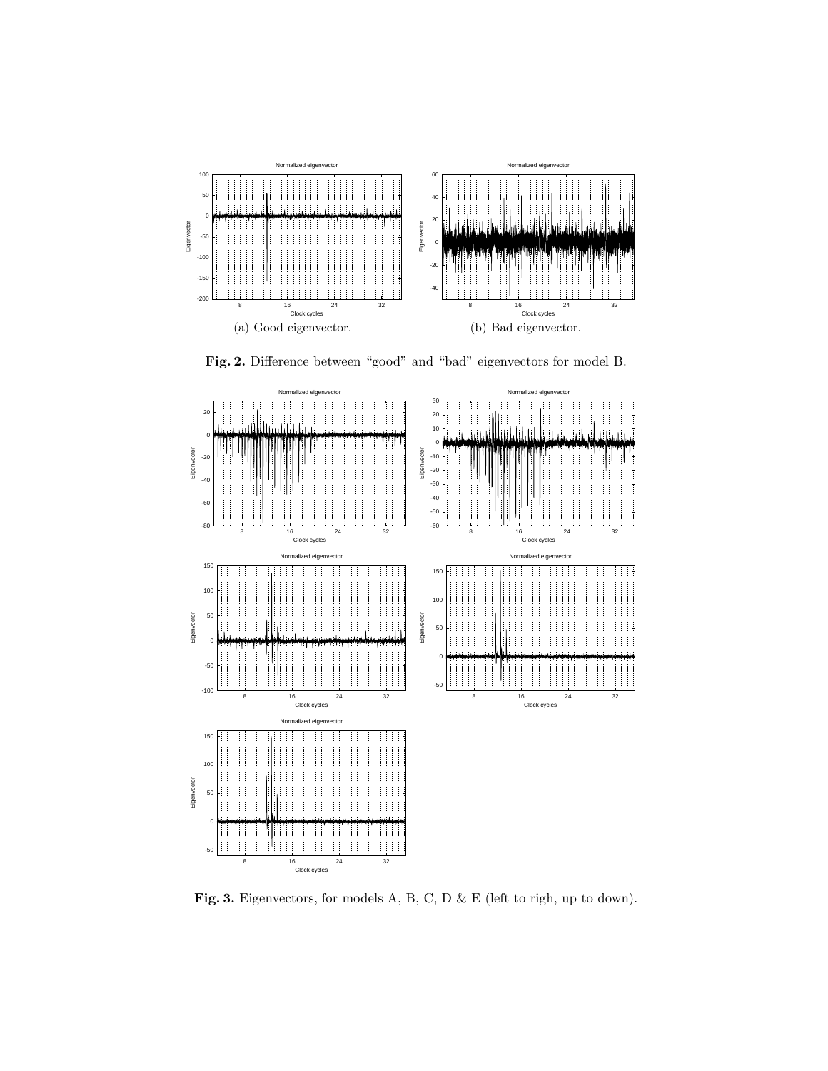(a) Good eigenvector.

(b) Bad eigenvector.

**Fig. 2.** Difference between "good" and "bad" eigenvectors for model B.

**Fig. 3.** Eigenvectors, for models A, B, C, D & E (left to righ, up to down).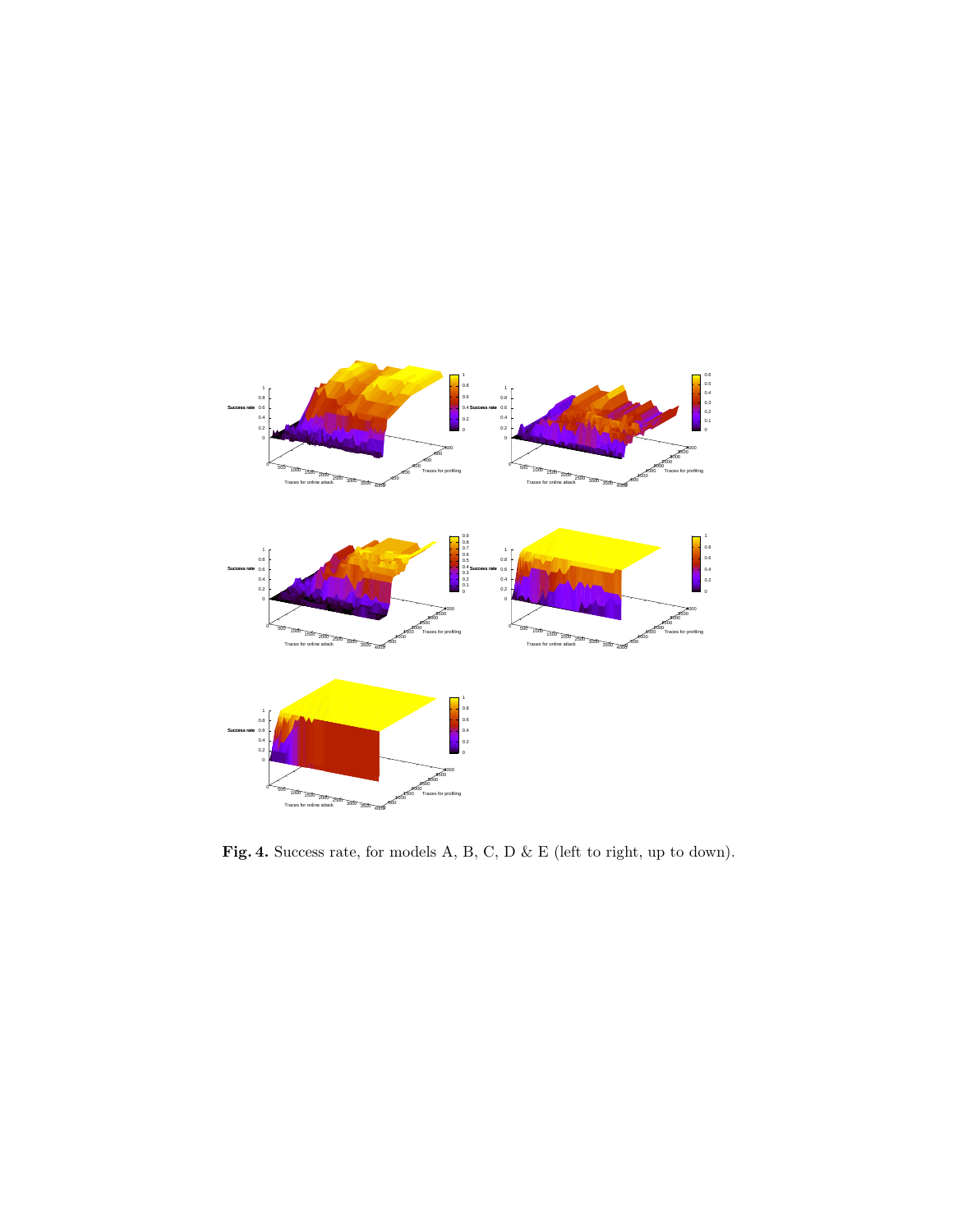**Fig. 4.** Success rate, for models A, B, C, D & E (left to right, up to down).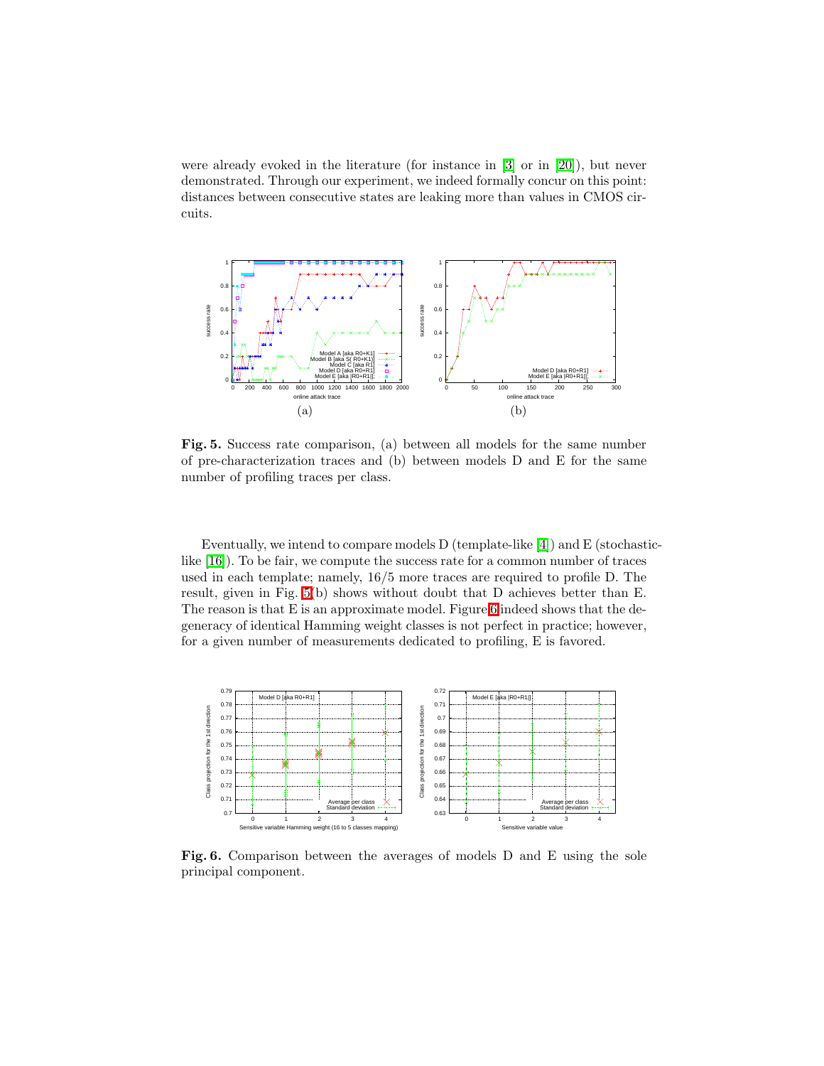were already evoked in the literature (for instance in [3] or in [20]), but never demonstrated. Through our experiment, we indeed formally concur on this point: distances between consecutive states are leaking more than values in CMOS circuits.

**Fig. 5.** Success rate comparison, (a) between all models for the same number of pre-characterization traces and (b) between models D and E for the same number of profiling traces per class.

Eventually, we intend to compare models D (template-like [4]) and E (stochastic-like [16]). To be fair, we compute the success rate for a common number of traces used in each template; namely, 16/5 more traces are required to profile D. The result, given in Fig. 5(b) shows without doubt that D achieves better than E. The reason is that E is an approximate model. Figure 6 indeed shows that the degeneracy of identical Hamming weight classes is not perfect in practice; however, for a given number of measurements dedicated to profiling, E is favored.

**Fig. 6.** Comparison between the averages of models D and E using the sole principal component.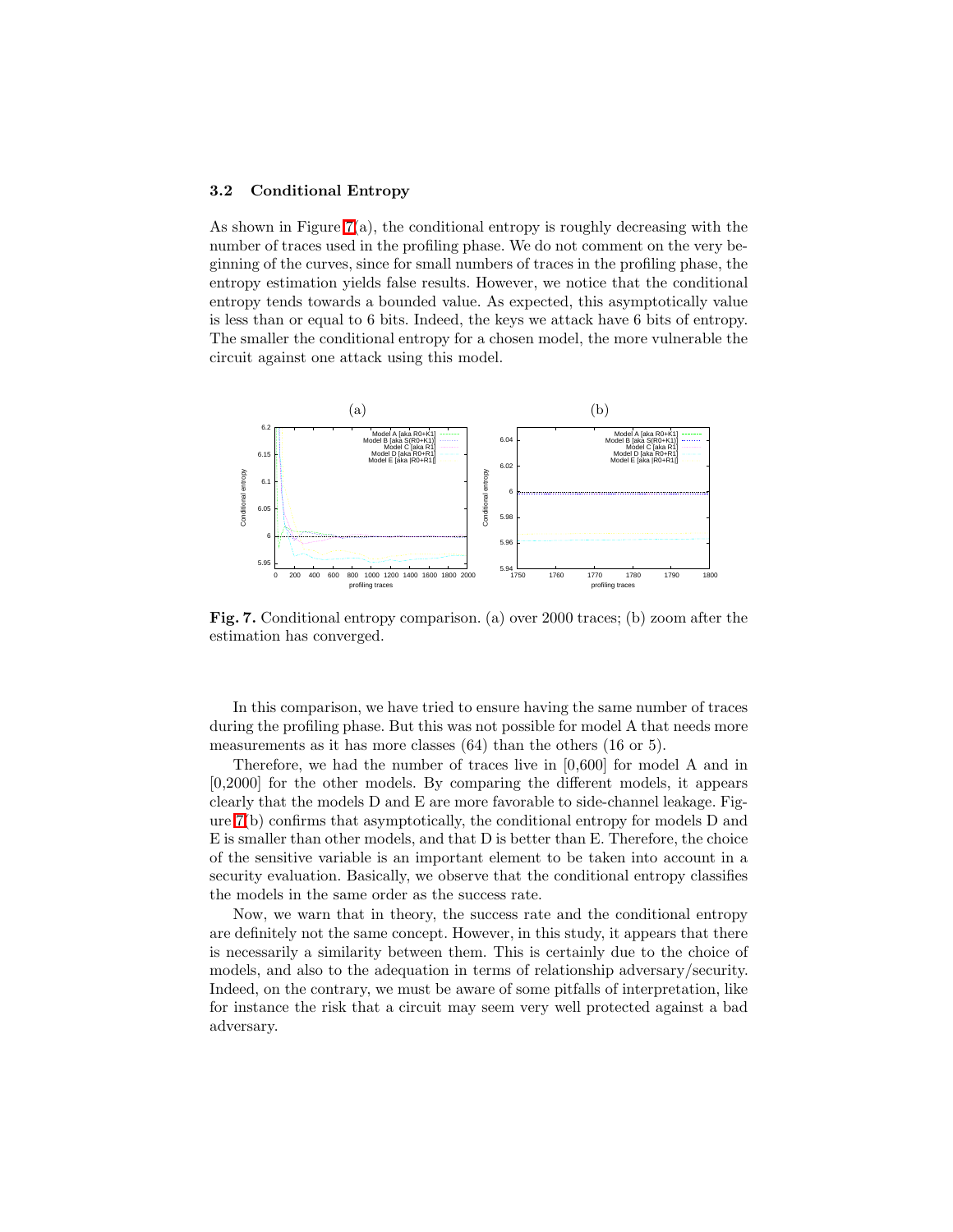### 3.2 Conditional Entropy

As shown in Figure 7(a), the conditional entropy is roughly decreasing with the number of traces used in the profiling phase. We do not comment on the very beginning of the curves, since for small numbers of traces in the profiling phase, the entropy estimation yields false results. However, we notice that the conditional entropy tends towards a bounded value. As expected, this asymptotically value is less than or equal to 6 bits. Indeed, the keys we attack have 6 bits of entropy. The smaller the conditional entropy for a chosen model, the more vulnerable the circuit against one attack using this model.

**Fig. 7.** Conditional entropy comparison. (a) over 2000 traces; (b) zoom after the estimation has converged.

In this comparison, we have tried to ensure having the same number of traces during the profiling phase. But this was not possible for model A that needs more measurements as it has more classes (64) than the others (16 or 5).

Therefore, we had the number of traces live in [0,600] for model A and in [0,2000] for the other models. By comparing the different models, it appears clearly that the models D and E are more favorable to side-channel leakage. Figure 7(b) confirms that asymptotically, the conditional entropy for models D and E is smaller than other models, and that D is better than E. Therefore, the choice of the sensitive variable is an important element to be taken into account in a security evaluation. Basically, we observe that the conditional entropy classifies the models in the same order as the success rate.

Now, we warn that in theory, the success rate and the conditional entropy are definitely not the same concept. However, in this study, it appears that there is necessarily a similarity between them. This is certainly due to the choice of models, and also to the adequation in terms of relationship adversary/security. Indeed, on the contrary, we must be aware of some pitfalls of interpretation, like for instance the risk that a circuit may seem very well protected against a bad adversary.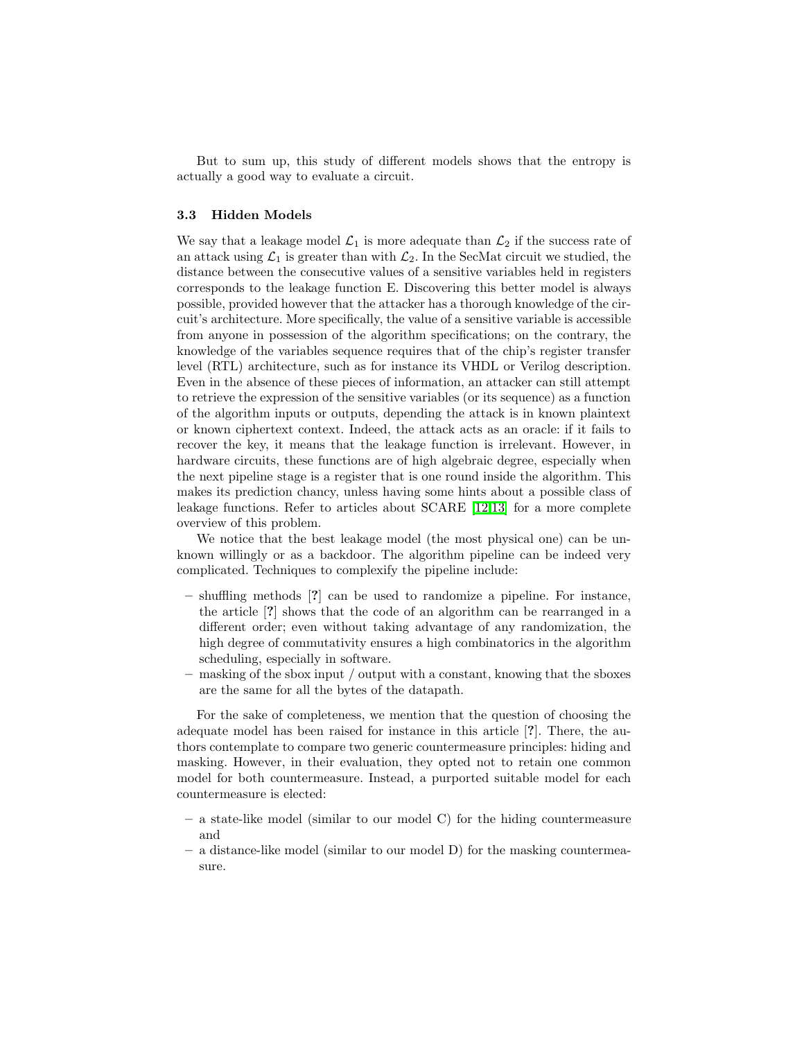But to sum up, this study of different models shows that the entropy is actually a good way to evaluate a circuit.

### 3.3 Hidden Models

We say that a leakage model $\mathcal{L}_1$ is more adequate than $\mathcal{L}_2$ if the success rate of an attack using $\mathcal{L}_1$ is greater than with $\mathcal{L}_2$. In the SecMat circuit we studied, the distance between the consecutive values of a sensitive variables held in registers corresponds to the leakage function E. Discovering this better model is always possible, provided however that the attacker has a thorough knowledge of the circuit's architecture. More specifically, the value of a sensitive variable is accessible from anyone in possession of the algorithm specifications; on the contrary, the knowledge of the variables sequence requires that of the chip's register transfer level (RTL) architecture, such as for instance its VHDL or Verilog description. Even in the absence of these pieces of information, an attacker can still attempt to retrieve the expression of the sensitive variables (or its sequence) as a function of the algorithm inputs or outputs, depending the attack is in known plaintext or known ciphertext context. Indeed, the attack acts as an oracle: if it fails to recover the key, it means that the leakage function is irrelevant. However, in hardware circuits, these functions are of high algebraic degree, especially when the next pipeline stage is a register that is one round inside the algorithm. This makes its prediction chancy, unless having some hints about a possible class of leakage functions. Refer to articles about SCARE [12,13] for a more complete overview of this problem.

We notice that the best leakage model (the most physical one) can be unknown willingly or as a backdoor. The algorithm pipeline can be indeed very complicated. Techniques to complexify the pipeline include:

- shuffling methods [**?**] can be used to randomize a pipeline. For instance, the article [**?**] shows that the code of an algorithm can be rearranged in a different order; even without taking advantage of any randomization, the high degree of commutativity ensures a high combinatorics in the algorithm scheduling, especially in software.
- masking of the sbox input / output with a constant, knowing that the sboxes are the same for all the bytes of the datapath.

For the sake of completeness, we mention that the question of choosing the adequate model has been raised for instance in this article [**?**]. There, the authors contemplate to compare two generic countermeasure principles: hiding and masking. However, in their evaluation, they opted not to retain one common model for both countermeasure. Instead, a purported suitable model for each countermeasure is elected:

- a state-like model (similar to our model C) for the hiding countermeasure and
- a distance-like model (similar to our model D) for the masking countermeasure.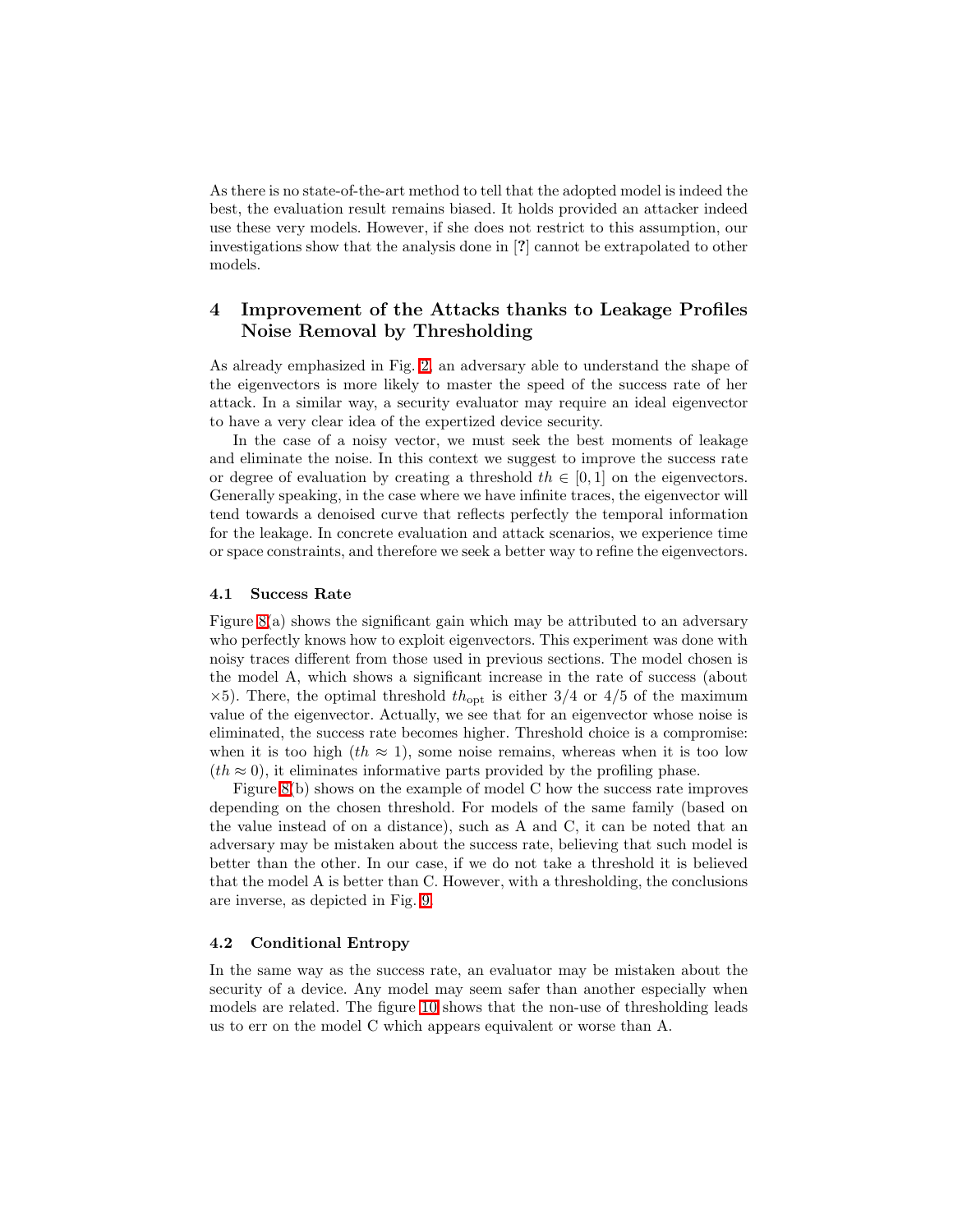As there is no state-of-the-art method to tell that the adopted model is indeed the best, the evaluation result remains biased. It holds provided an attacker indeed use these very models. However, if she does not restrict to this assumption, our investigations show that the analysis done in [?] cannot be extrapolated to other models.

## 4 Improvement of the Attacks thanks to Leakage Profiles Noise Removal by Thresholding

As already emphasized in Fig. 2, an adversary able to understand the shape of the eigenvectors is more likely to master the speed of the success rate of her attack. In a similar way, a security evaluator may require an ideal eigenvector to have a very clear idea of the expertized device security.

In the case of a noisy vector, we must seek the best moments of leakage and eliminate the noise. In this context we suggest to improve the success rate or degree of evaluation by creating a threshold $th \in [0, 1]$ on the eigenvectors. Generally speaking, in the case where we have infinite traces, the eigenvector will tend towards a denoised curve that reflects perfectly the temporal information for the leakage. In concrete evaluation and attack scenarios, we experience time or space constraints, and therefore we seek a better way to refine the eigenvectors.

### 4.1 Success Rate

Figure 8(a) shows the significant gain which may be attributed to an adversary who perfectly knows how to exploit eigenvectors. This experiment was done with noisy traces different from those used in previous sections. The model chosen is the model A, which shows a significant increase in the rate of success (about $\times 5$). There, the optimal threshold $th_{\text{opt}}$ is either $3/4$ or $4/5$ of the maximum value of the eigenvector. Actually, we see that for an eigenvector whose noise is eliminated, the success rate becomes higher. Threshold choice is a compromise: when it is too high ($th \approx 1$), some noise remains, whereas when it is too low ($th \approx 0$), it eliminates informative parts provided by the profiling phase.

Figure 8(b) shows on the example of model C how the success rate improves depending on the chosen threshold. For models of the same family (based on the value instead of on a distance), such as A and C, it can be noted that an adversary may be mistaken about the success rate, believing that such model is better than the other. In our case, if we do not take a threshold it is believed that the model A is better than C. However, with a thresholding, the conclusions are inverse, as depicted in Fig. 9.

### 4.2 Conditional Entropy

In the same way as the success rate, an evaluator may be mistaken about the security of a device. Any model may seem safer than another especially when models are related. The figure 10 shows that the non-use of thresholding leads us to err on the model C which appears equivalent or worse than A.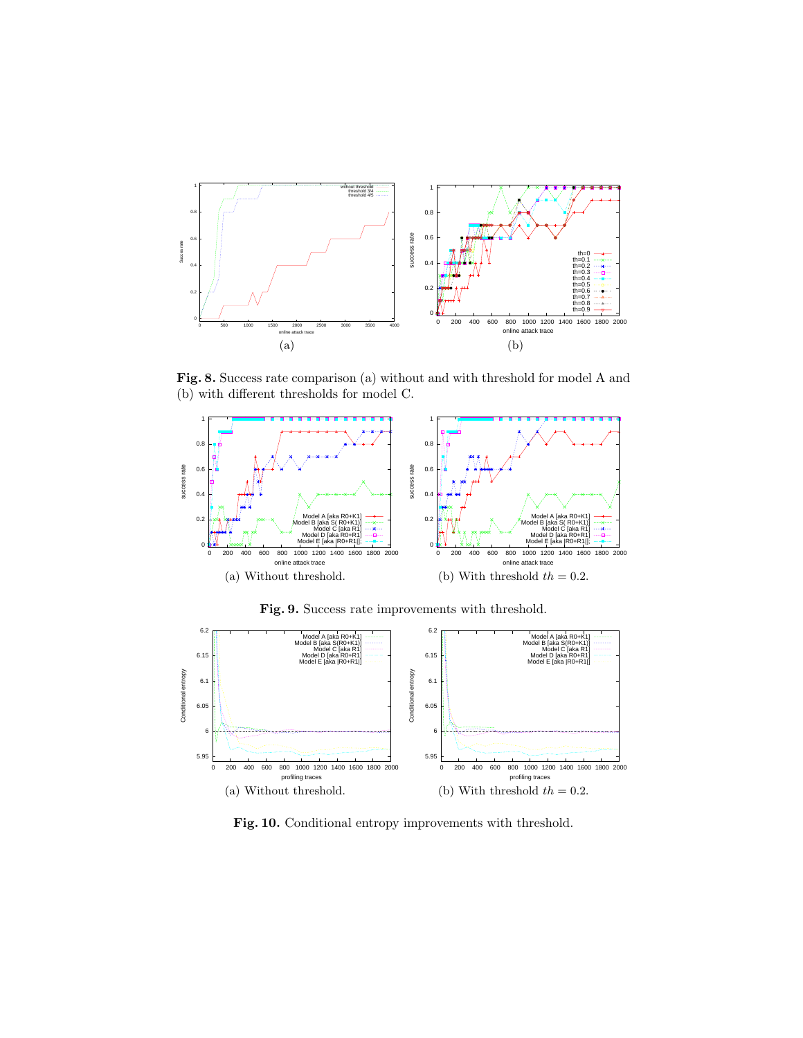(a) (b)

**Fig. 8.** Success rate comparison (a) without and with threshold for model A and (b) with different thresholds for model C.

(a) Without threshold. (b) With threshold $th = 0.2$.

**Fig. 9.** Success rate improvements with threshold.

(a) Without threshold. (b) With threshold $th = 0.2$.

**Fig. 10.** Conditional entropy improvements with threshold.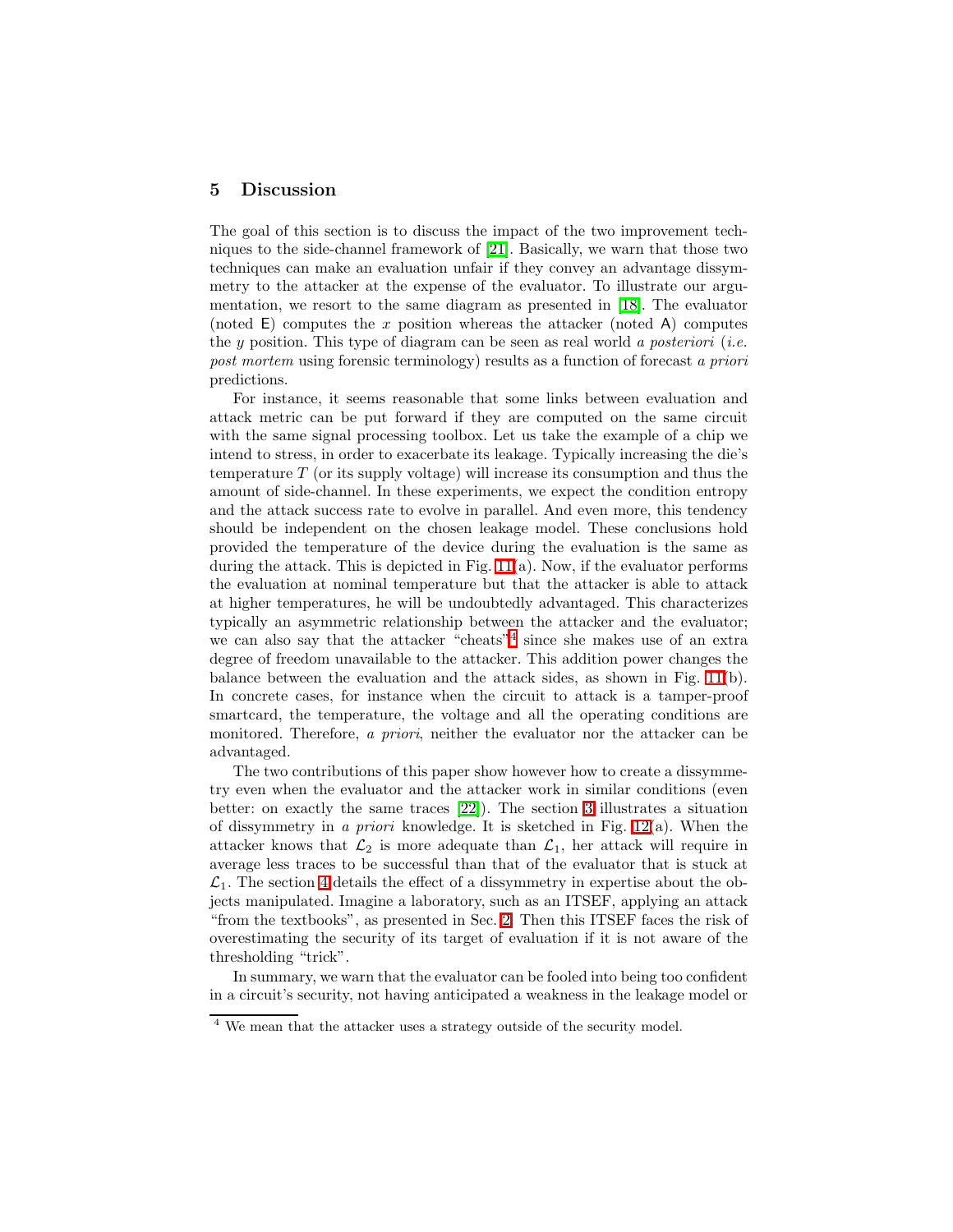## 5 Discussion

The goal of this section is to discuss the impact of the two improvement techniques to the side-channel framework of [21]. Basically, we warn that those two techniques can make an evaluation unfair if they convey an advantage dissymmetry to the attacker at the expense of the evaluator. To illustrate our argumentation, we resort to the same diagram as presented in [18]. The evaluator (noted $\mathsf{E}$) computes the $x$ position whereas the attacker (noted $\mathsf{A}$) computes the $y$ position. This type of diagram can be seen as real world *a posteriori* (*i.e.* *post mortem* using forensic terminology) results as a function of forecast *a priori* predictions.

For instance, it seems reasonable that some links between evaluation and attack metric can be put forward if they are computed on the same circuit with the same signal processing toolbox. Let us take the example of a chip we intend to stress, in order to exacerbate its leakage. Typically increasing the die's temperature $T$ (or its supply voltage) will increase its consumption and thus the amount of side-channel. In these experiments, we expect the condition entropy and the attack success rate to evolve in parallel. And even more, this tendency should be independent on the chosen leakage model. These conclusions hold provided the temperature of the device during the evaluation is the same as during the attack. This is depicted in Fig. 11(a). Now, if the evaluator performs the evaluation at nominal temperature but that the attacker is able to attack at higher temperatures, he will be undoubtedly advantaged. This characterizes typically an asymmetric relationship between the attacker and the evaluator; we can also say that the attacker "cheats"[4] since she makes use of an extra degree of freedom unavailable to the attacker. This addition power changes the balance between the evaluation and the attack sides, as shown in Fig. 11(b). In concrete cases, for instance when the circuit to attack is a tamper-proof smartcard, the temperature, the voltage and all the operating conditions are monitored. Therefore, *a priori*, neither the evaluator nor the attacker can be advantaged.

The two contributions of this paper show however how to create a dissymmetry even when the evaluator and the attacker work in similar conditions (even better: on exactly the same traces [22]). The section 3 illustrates a situation of dissymmetry in *a priori* knowledge. It is sketched in Fig. 12(a). When the attacker knows that $\mathcal{L}_2$ is more adequate than $\mathcal{L}_1$, her attack will require in average less traces to be successful than that of the evaluator that is stuck at $\mathcal{L}_1$. The section 4 details the effect of a dissymmetry in expertise about the objects manipulated. Imagine a laboratory, such as an ITSEF, applying an attack "from the textbooks", as presented in Sec. 2. Then this ITSEF faces the risk of overestimating the security of its target of evaluation if it is not aware of the thresholding "trick".

In summary, we warn that the evaluator can be fooled into being too confident in a circuit's security, not having anticipated a weakness in the leakage model or

[4] We mean that the attacker uses a strategy outside of the security model.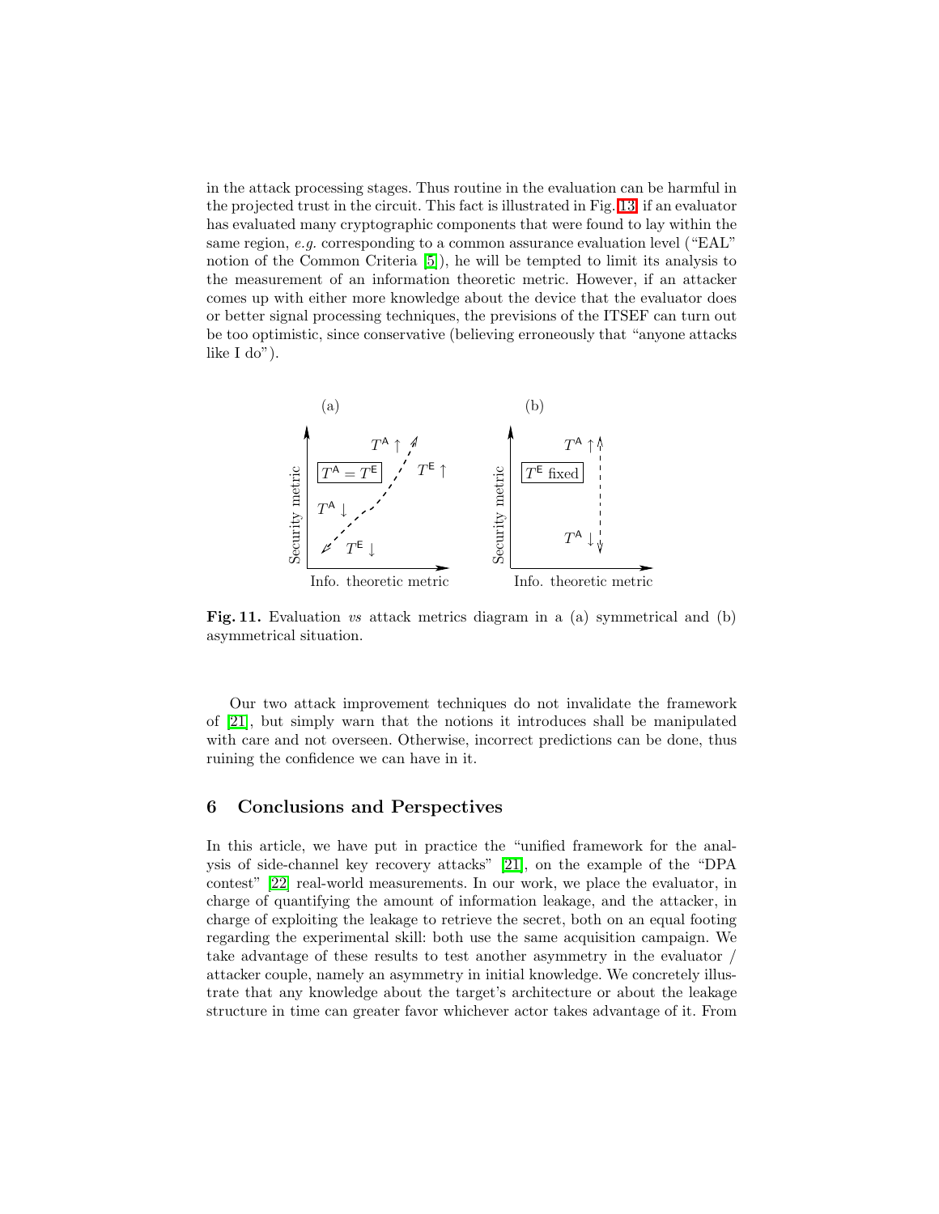in the attack processing stages. Thus routine in the evaluation can be harmful in the projected trust in the circuit. This fact is illustrated in Fig. 13: if an evaluator has evaluated many cryptographic components that were found to lay within the same region, *e.g.* corresponding to a common assurance evaluation level ("EAL" notion of the Common Criteria [5]), he will be tempted to limit its analysis to the measurement of an information theoretic metric. However, if an attacker comes up with either more knowledge about the device that the evaluator does or better signal processing techniques, the previsions of the ITSEF can turn out be too optimistic, since conservative (believing erroneously that "anyone attacks like I do").

**Fig. 11.** Evaluation *vs* attack metrics diagram in a (a) symmetrical and (b) asymmetrical situation.

Our two attack improvement techniques do not invalidate the framework of [21], but simply warn that the notions it introduces shall be manipulated with care and not overseen. Otherwise, incorrect predictions can be done, thus ruining the confidence we can have in it.

## 6 Conclusions and Perspectives

In this article, we have put in practice the "unified framework for the analysis of side-channel key recovery attacks" [21], on the example of the "DPA contest" [22] real-world measurements. In our work, we place the evaluator, in charge of quantifying the amount of information leakage, and the attacker, in charge of exploiting the leakage to retrieve the secret, both on an equal footing regarding the experimental skill: both use the same acquisition campaign. We take advantage of these results to test another asymmetry in the evaluator / attacker couple, namely an asymmetry in initial knowledge. We concretely illustrate that any knowledge about the target's architecture or about the leakage structure in time can greater favor whichever actor takes advantage of it. From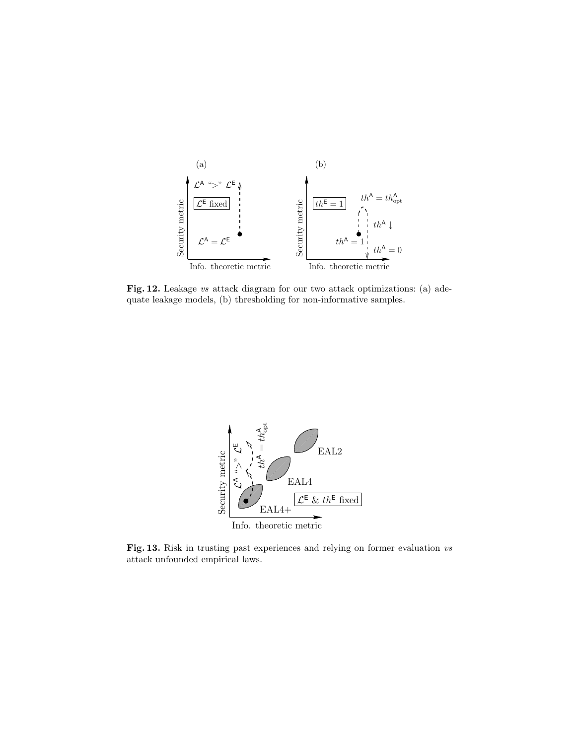**Fig. 12.** Leakage *vs* attack diagram for our two attack optimizations: (a) adequate leakage models, (b) thresholding for non-informative samples.

**Fig. 13.** Risk in trusting past experiences and relying on former evaluation *vs* attack unfounded empirical laws.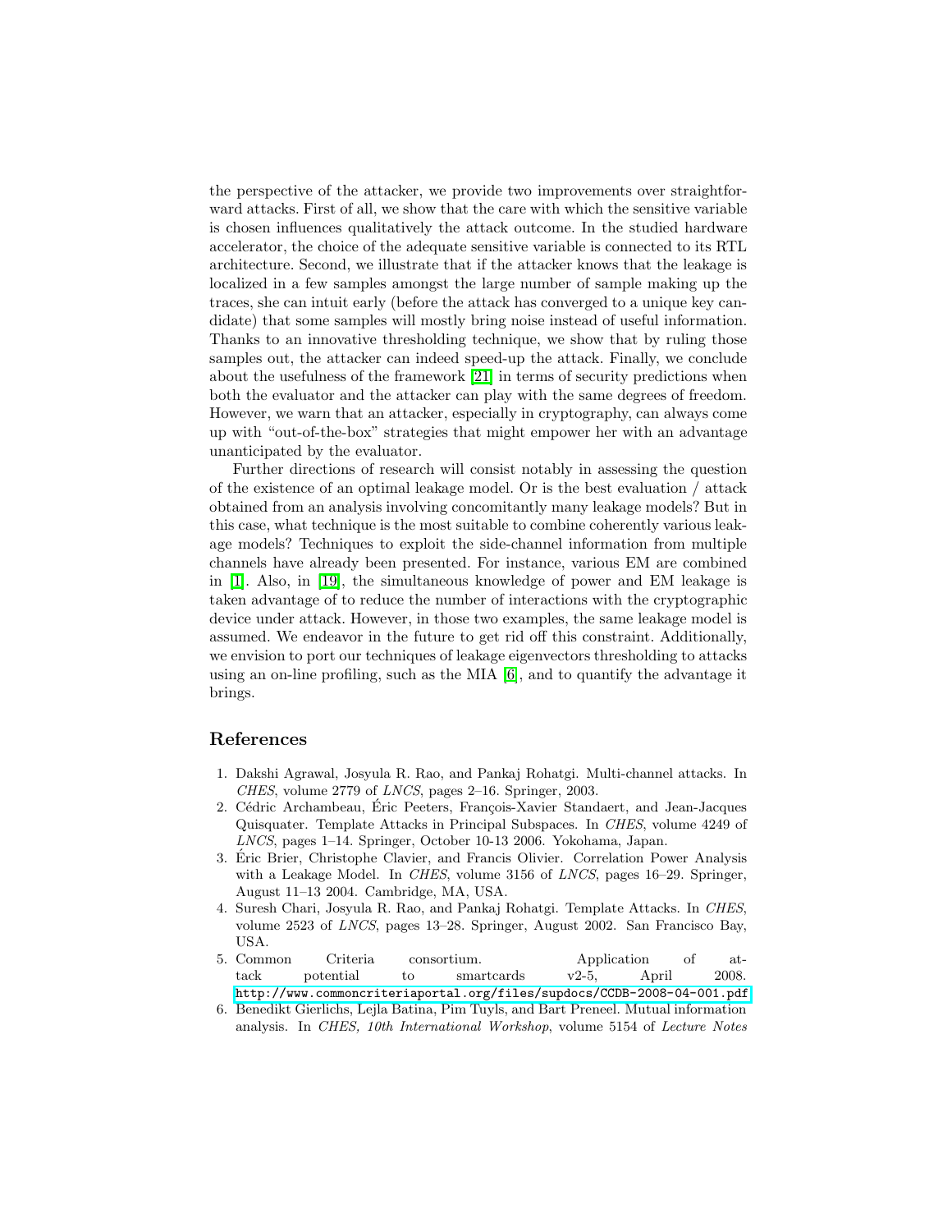the perspective of the attacker, we provide two improvements over straightforward attacks. First of all, we show that the care with which the sensitive variable is chosen influences qualitatively the attack outcome. In the studied hardware accelerator, the choice of the adequate sensitive variable is connected to its RTL architecture. Second, we illustrate that if the attacker knows that the leakage is localized in a few samples amongst the large number of sample making up the traces, she can intuit early (before the attack has converged to a unique key candidate) that some samples will mostly bring noise instead of useful information. Thanks to an innovative thresholding technique, we show that by ruling those samples out, the attacker can indeed speed-up the attack. Finally, we conclude about the usefulness of the framework [21] in terms of security predictions when both the evaluator and the attacker can play with the same degrees of freedom. However, we warn that an attacker, especially in cryptography, can always come up with "out-of-the-box" strategies that might empower her with an advantage unanticipated by the evaluator.

Further directions of research will consist notably in assessing the question of the existence of an optimal leakage model. Or is the best evaluation / attack obtained from an analysis involving concomitantly many leakage models? But in this case, what technique is the most suitable to combine coherently various leakage models? Techniques to exploit the side-channel information from multiple channels have already been presented. For instance, various EM are combined in [1]. Also, in [19], the simultaneous knowledge of power and EM leakage is taken advantage of to reduce the number of interactions with the cryptographic device under attack. However, in those two examples, the same leakage model is assumed. We endeavor in the future to get rid off this constraint. Additionally, we envision to port our techniques of leakage eigenvectors thresholding to attacks using an on-line profiling, such as the MIA [6], and to quantify the advantage it brings.

## References

1. Dakshi Agrawal, Josyula R. Rao, and Pankaj Rohatgi. Multi-channel attacks. In *CHES*, volume 2779 of *LNCS*, pages 2–16. Springer, 2003.
2. Cédric Archambeau, Éric Peeters, François-Xavier Standaert, and Jean-Jacques Quisquater. Template Attacks in Principal Subspaces. In *CHES*, volume 4249 of *LNCS*, pages 1–14. Springer, October 10-13 2006. Yokohama, Japan.
3. Éric Brier, Christophe Clavier, and Francis Olivier. Correlation Power Analysis with a Leakage Model. In *CHES*, volume 3156 of *LNCS*, pages 16–29. Springer, August 11–13 2004. Cambridge, MA, USA.
4. Suresh Chari, Josyula R. Rao, and Pankaj Rohatgi. Template Attacks. In *CHES*, volume 2523 of *LNCS*, pages 13–28. Springer, August 2002. San Francisco Bay, USA.
5. Common Criteria consortium. Application of attack potential to smartcards v2-5, April 2008. http://www.commoncriteriaportal.org/files/supdocs/CCDB-2008-04-001.pdf
6. Benedikt Gierlichs, Lejla Batina, Pim Tuyls, and Bart Preneel. Mutual information analysis. In *CHES, 10th International Workshop*, volume 5154 of *Lecture Notes*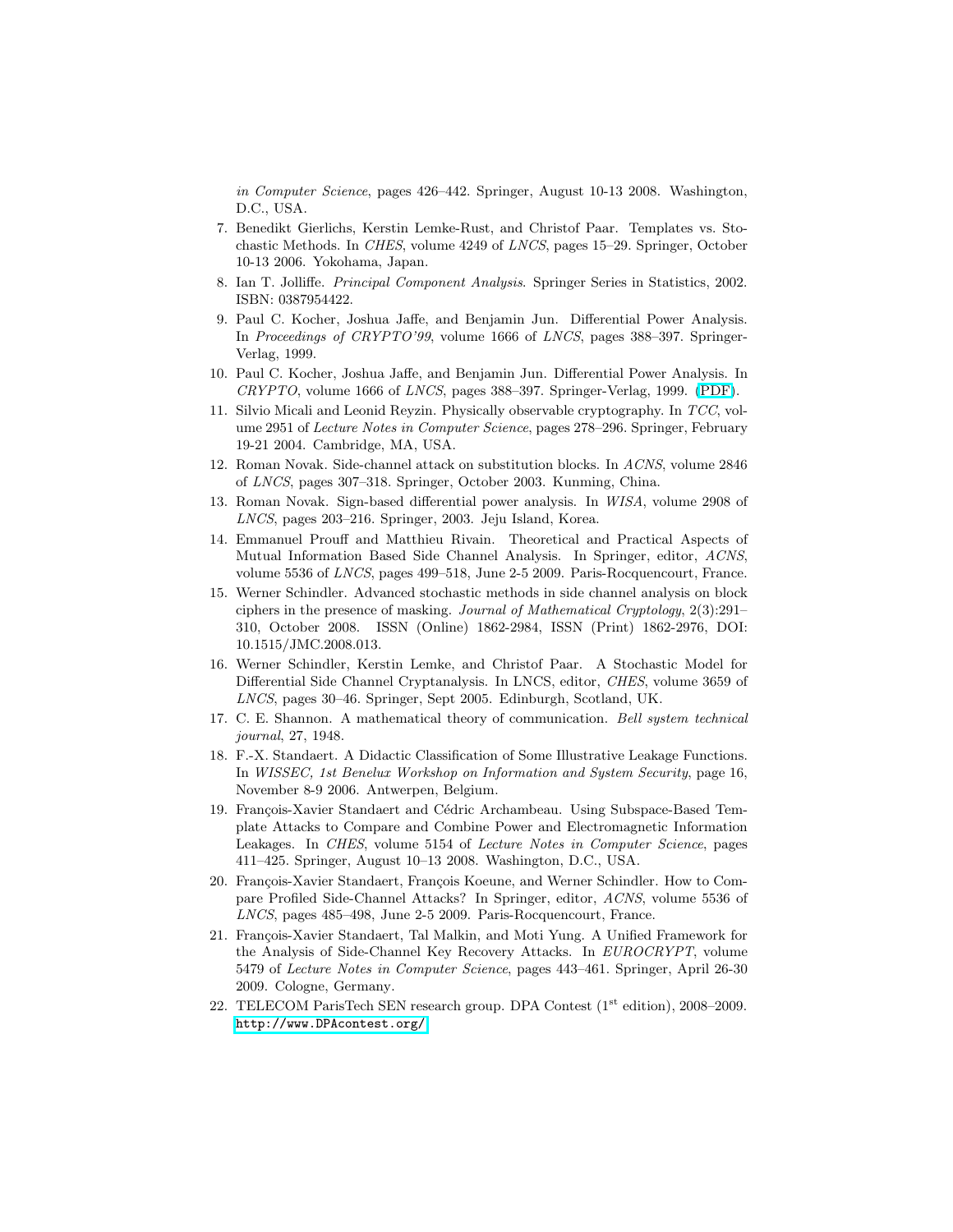*in Computer Science*, pages 426–442. Springer, August 10-13 2008. Washington, D.C., USA.

7. Benedikt Gierlichs, Kerstin Lemke-Rust, and Christof Paar. Templates vs. Stochastic Methods. In *CHES*, volume 4249 of *LNCS*, pages 15–29. Springer, October 10-13 2006. Yokohama, Japan.
8. Ian T. Jolliffe. *Principal Component Analysis*. Springer Series in Statistics, 2002. ISBN: 0387954422.
9. Paul C. Kocher, Joshua Jaffe, and Benjamin Jun. Differential Power Analysis. In *Proceedings of CRYPTO'99*, volume 1666 of *LNCS*, pages 388–397. Springer-Verlag, 1999.
10. Paul C. Kocher, Joshua Jaffe, and Benjamin Jun. Differential Power Analysis. In *CRYPTO*, volume 1666 of *LNCS*, pages 388–397. Springer-Verlag, 1999. (PDF).
11. Silvio Micali and Leonid Reyzin. Physically observable cryptography. In *TCC*, volume 2951 of *Lecture Notes in Computer Science*, pages 278–296. Springer, February 19-21 2004. Cambridge, MA, USA.
12. Roman Novak. Side-channel attack on substitution blocks. In *ACNS*, volume 2846 of *LNCS*, pages 307–318. Springer, October 2003. Kunming, China.
13. Roman Novak. Sign-based differential power analysis. In *WISA*, volume 2908 of *LNCS*, pages 203–216. Springer, 2003. Jeju Island, Korea.
14. Emmanuel Prouff and Matthieu Rivain. Theoretical and Practical Aspects of Mutual Information Based Side Channel Analysis. In Springer, editor, *ACNS*, volume 5536 of *LNCS*, pages 499–518, June 2-5 2009. Paris-Rocquencourt, France.
15. Werner Schindler. Advanced stochastic methods in side channel analysis on block ciphers in the presence of masking. *Journal of Mathematical Cryptology*, 2(3):291–310, October 2008. ISSN (Online) 1862-2984, ISSN (Print) 1862-2976, DOI: 10.1515/JMC.2008.013.
16. Werner Schindler, Kerstin Lemke, and Christof Paar. A Stochastic Model for Differential Side Channel Cryptanalysis. In LNCS, editor, *CHES*, volume 3659 of *LNCS*, pages 30–46. Springer, Sept 2005. Edinburgh, Scotland, UK.
17. C. E. Shannon. A mathematical theory of communication. *Bell system technical journal*, 27, 1948.
18. F.-X. Standaert. A Didactic Classification of Some Illustrative Leakage Functions. In *WISSEC, 1st Benelux Workshop on Information and System Security*, page 16, November 8-9 2006. Antwerpen, Belgium.
19. François-Xavier Standaert and Cédric Archambeau. Using Subspace-Based Template Attacks to Compare and Combine Power and Electromagnetic Information Leakages. In *CHES*, volume 5154 of *Lecture Notes in Computer Science*, pages 411–425. Springer, August 10–13 2008. Washington, D.C., USA.
20. François-Xavier Standaert, François Koeune, and Werner Schindler. How to Compare Profiled Side-Channel Attacks? In Springer, editor, *ACNS*, volume 5536 of *LNCS*, pages 485–498, June 2-5 2009. Paris-Rocquencourt, France.
21. François-Xavier Standaert, Tal Malkin, and Moti Yung. A Unified Framework for the Analysis of Side-Channel Key Recovery Attacks. In *EUROCRYPT*, volume 5479 of *Lecture Notes in Computer Science*, pages 443–461. Springer, April 26-30 2009. Cologne, Germany.
22. TELECOM ParisTech SEN research group. DPA Contest (1st edition), 2008–2009. `http://www.DPAcontest.org/`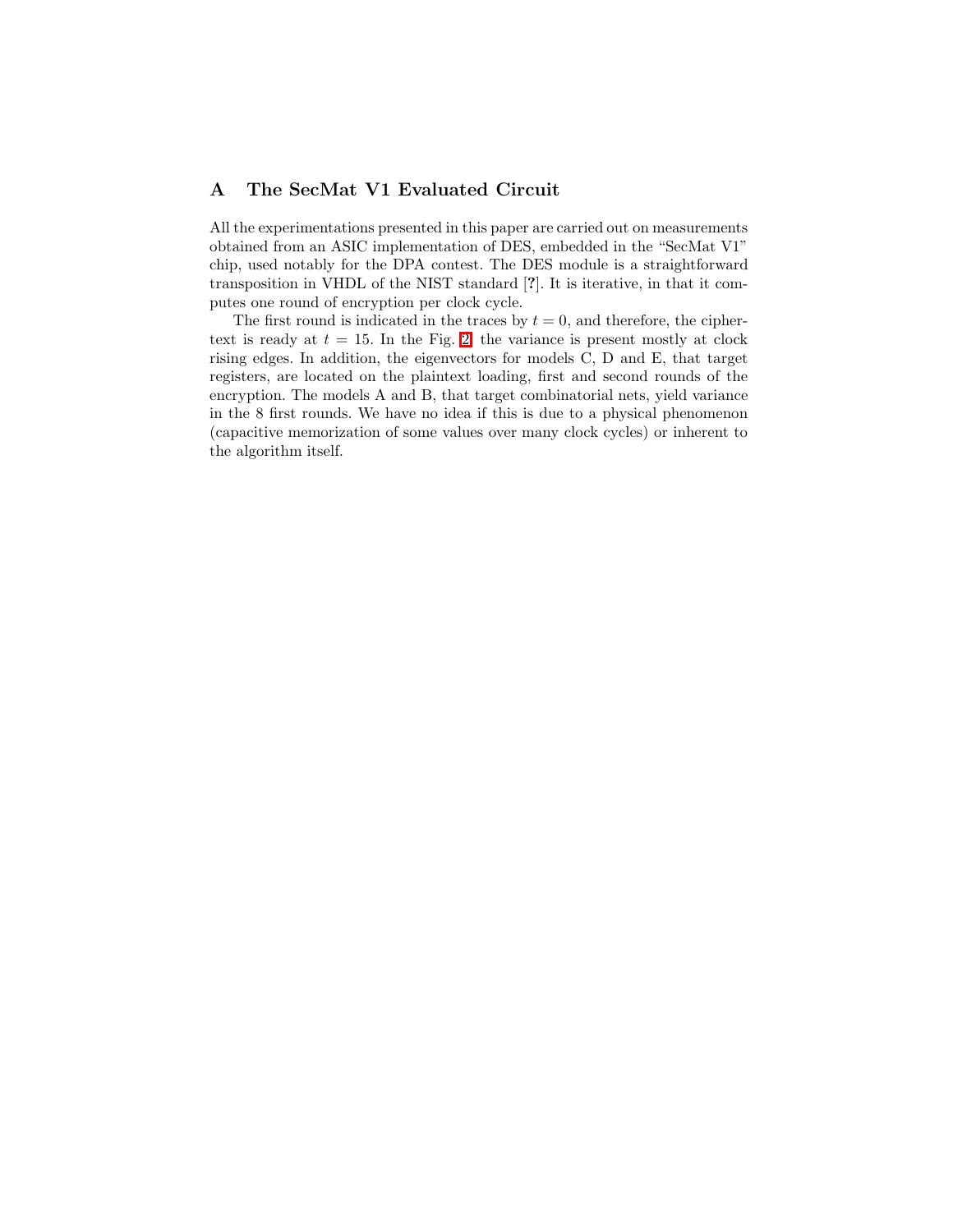## A The SecMat V1 Evaluated Circuit

All the experimentations presented in this paper are carried out on measurements obtained from an ASIC implementation of DES, embedded in the "SecMat V1" chip, used notably for the DPA contest. The DES module is a straightforward transposition in VHDL of the NIST standard [?]. It is iterative, in that it computes one round of encryption per clock cycle.

The first round is indicated in the traces by $t = 0$, and therefore, the ciphertext is ready at $t = 15$. In the Fig. 2, the variance is present mostly at clock rising edges. In addition, the eigenvectors for models C, D and E, that target registers, are located on the plaintext loading, first and second rounds of the encryption. The models A and B, that target combinatorial nets, yield variance in the 8 first rounds. We have no idea if this is due to a physical phenomenon (capacitive memorization of some values over many clock cycles) or inherent to the algorithm itself.